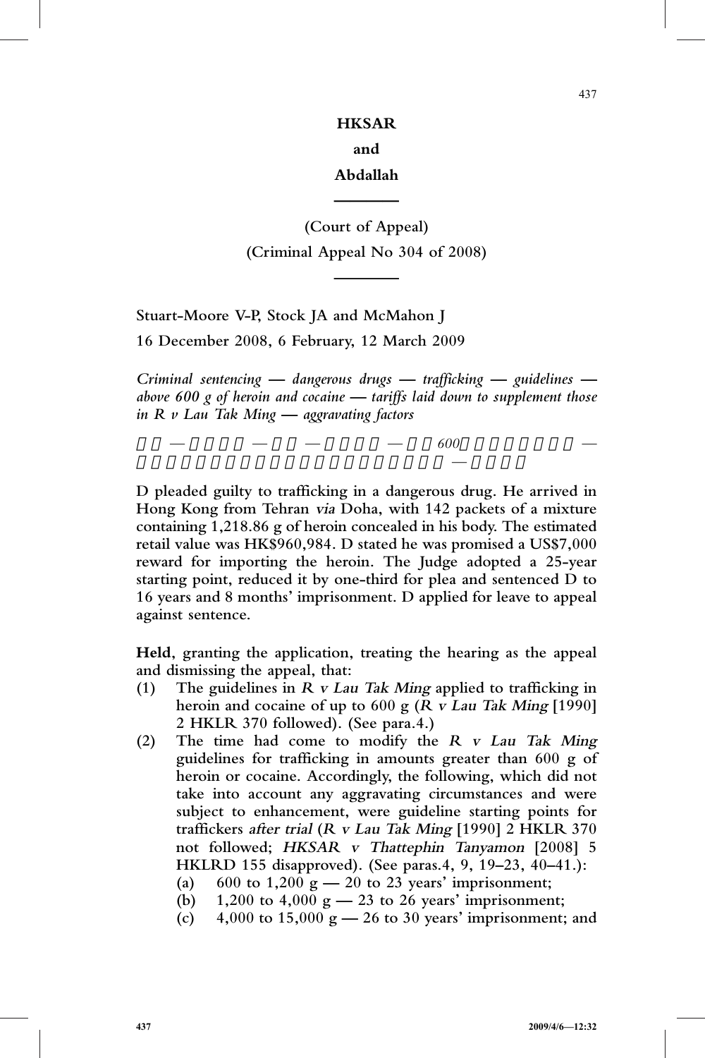**HKSAR**

**and**

**Abdallah**

(Court of Appeal)

(Criminal Appeal No 304 of 2008)

Stuart-Moore V-P, Stock JA and McMahon J

16 December 2008, 6 February, 12 March 2009

*Criminal sentencing — dangerous drugs — trafficking — guidelines — above 600 g of heroin and cocaine — tariffs laid down to supplement those in R v Lau Tak Ming — aggravating factors*

D pleaded guilty to trafficking in a dangerous drug. He arrived in Hong Kong from Tehran *via* Doha, with 142 packets of a mixture containing 1,218.86 g of heroin concealed in his body. The estimated retail value was HK$960,984. D stated he was promised a US$7,000 reward for importing the heroin. The Judge adopted a 25-year starting point, reduced it by one-third for plea and sentenced D to 16 years and 8 months' imprisonment. D applied for leave to appeal against sentence.

**Held**, granting the application, treating the hearing as the appeal and dismissing the appeal, that:

(1) The guidelines in *R v Lau Tak Ming* applied to trafficking in heroin and cocaine of up to 600 g (*R v Lau Tak Ming* [1990] 2 HKLR 370 followed). (See para.4.)

(2) The time had come to modify the *R v Lau Tak Ming* guidelines for trafficking in amounts greater than 600 g of heroin or cocaine. Accordingly, the following, which did not take into account any aggravating circumstances and were subject to enhancement, were guideline starting points for traffickers *after trial* (*R v Lau Tak Ming* [1990] 2 HKLR 370 not followed; *HKSAR v Thattephin Tanyamon* [2008] 5 HKLRD 155 disapproved). (See paras.4, 9, 19–23, 40–41.):

   (a) 600 to 1,200 g — 20 to 23 years' imprisonment;
   (b) 1,200 to 4,000 g — 23 to 26 years' imprisonment;
   (c) 4,000 to 15,000 g — 26 to 30 years' imprisonment; and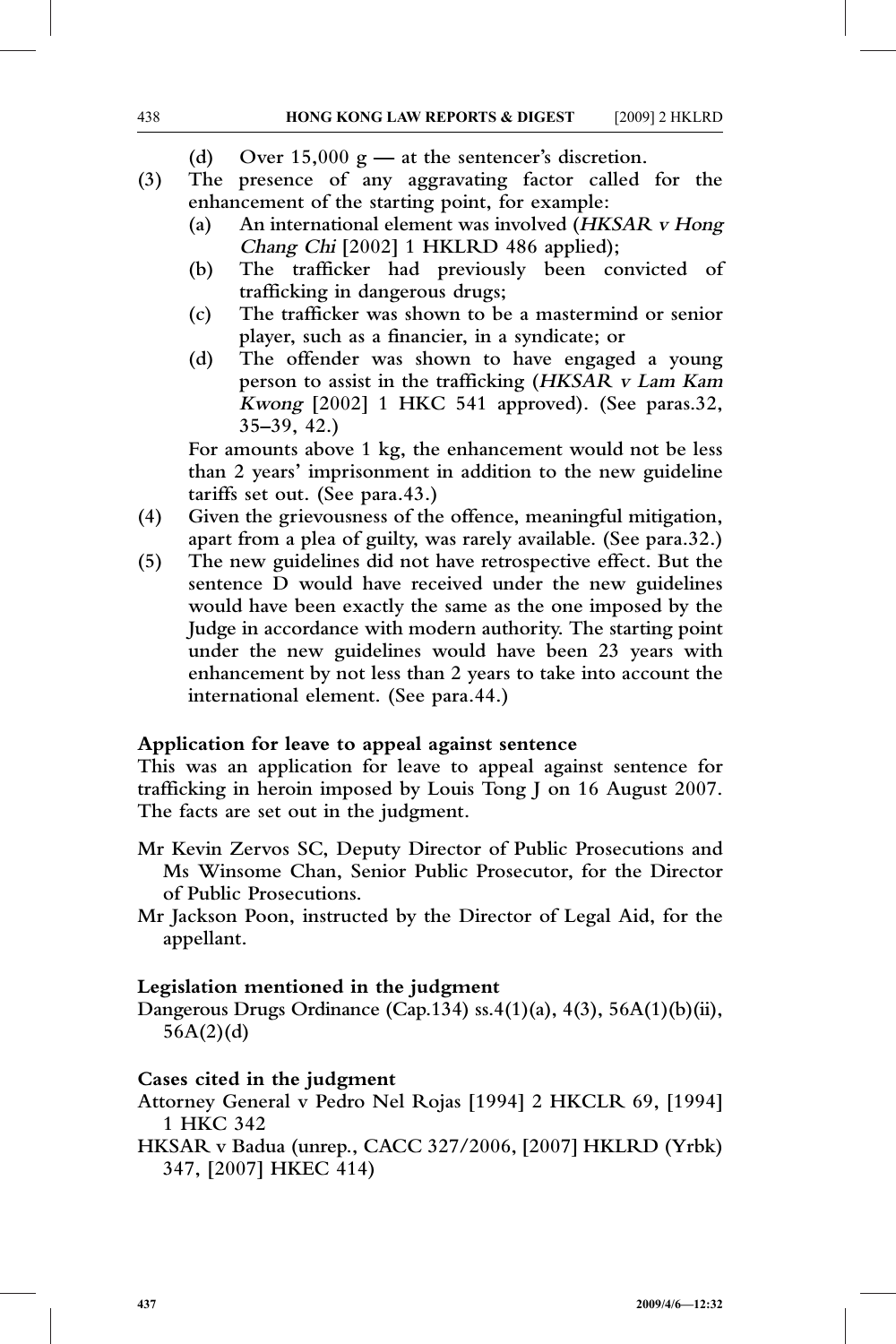**(d) Over 15,000 g — at the sentencer's discretion.**

**(3) The presence of any aggravating factor called for the enhancement of the starting point, for example:**

**(a) An international element was involved (*HKSAR v Hong Chang Chi* [2002] 1 HKLRD 486 applied);**

**(b) The trafficker had previously been convicted of trafficking in dangerous drugs;**

**(c) The trafficker was shown to be a mastermind or senior player, such as a financier, in a syndicate; or**

**(d) The offender was shown to have engaged a young person to assist in the trafficking (*HKSAR v Lam Kam Kwong* [2002] 1 HKC 541 approved). (See paras.32, 35–39, 42.)**

**For amounts above 1 kg, the enhancement would not be less than 2 years' imprisonment in addition to the new guideline tariffs set out. (See para.43.)**

**(4) Given the grievousness of the offence, meaningful mitigation, apart from a plea of guilty, was rarely available. (See para.32.)**

**(5) The new guidelines did not have retrospective effect. But the sentence D would have received under the new guidelines would have been exactly the same as the one imposed by the Judge in accordance with modern authority. The starting point under the new guidelines would have been 23 years with enhancement by not less than 2 years to take into account the international element. (See para.44.)**

**Application for leave to appeal against sentence**

**This was an application for leave to appeal against sentence for trafficking in heroin imposed by Louis Tong J on 16 August 2007. The facts are set out in the judgment.**

**Mr Kevin Zervos SC, Deputy Director of Public Prosecutions and Ms Winsome Chan, Senior Public Prosecutor, for the Director of Public Prosecutions.**

**Mr Jackson Poon, instructed by the Director of Legal Aid, for the appellant.**

**Legislation mentioned in the judgment**

**Dangerous Drugs Ordinance (Cap.134) ss.4(1)(a), 4(3), 56A(1)(b)(ii), 56A(2)(d)**

**Cases cited in the judgment**

**Attorney General v Pedro Nel Rojas [1994] 2 HKCLR 69, [1994] 1 HKC 342**

**HKSAR v Badua (unrep., CACC 327/2006, [2007] HKLRD (Yrbk) 347, [2007] HKEC 414)**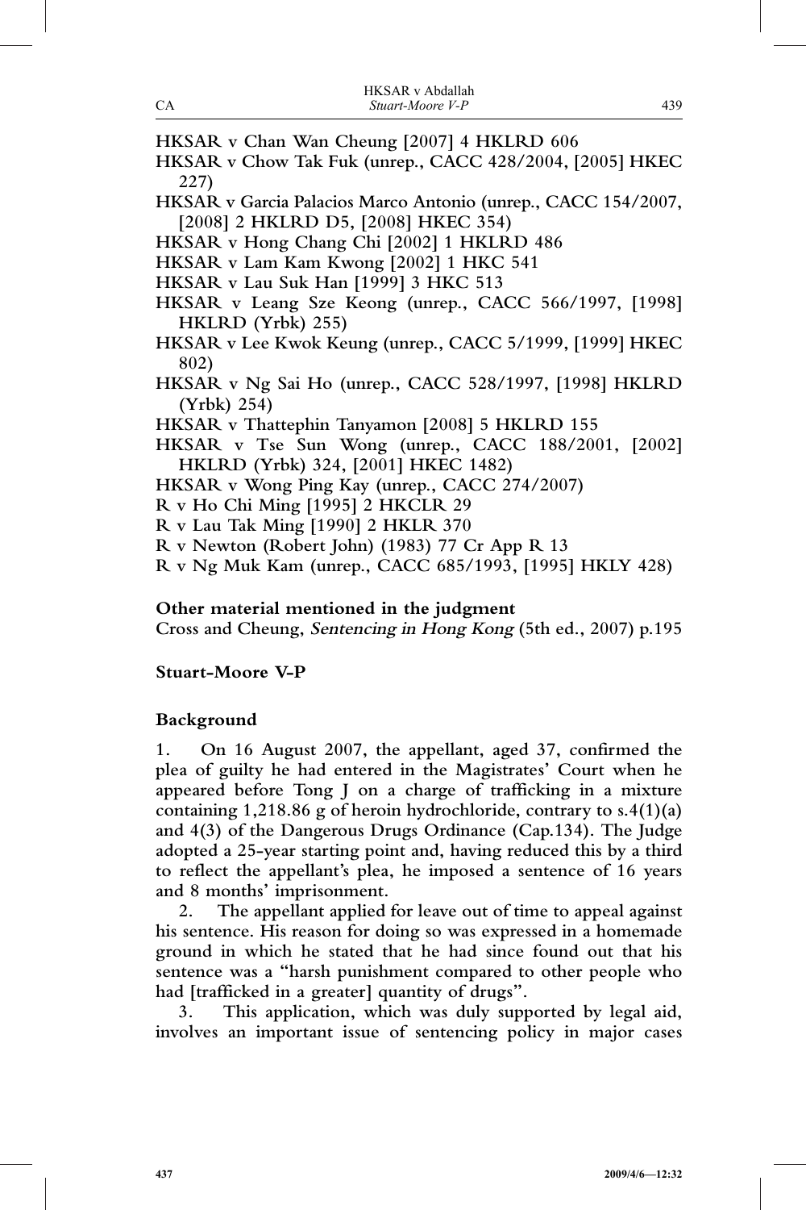HKSAR v Chan Wan Cheung [2007] 4 HKLRD 606

HKSAR v Chow Tak Fuk (unrep., CACC 428/2004, [2005] HKEC 227)

HKSAR v Garcia Palacios Marco Antonio (unrep., CACC 154/2007, [2008] 2 HKLRD D5, [2008] HKEC 354)

HKSAR v Hong Chang Chi [2002] 1 HKLRD 486

HKSAR v Lam Kam Kwong [2002] 1 HKC 541

HKSAR v Lau Suk Han [1999] 3 HKC 513

HKSAR v Leang Sze Keong (unrep., CACC 566/1997, [1998] HKLRD (Yrbk) 255)

HKSAR v Lee Kwok Keung (unrep., CACC 5/1999, [1999] HKEC 802)

HKSAR v Ng Sai Ho (unrep., CACC 528/1997, [1998] HKLRD (Yrbk) 254)

HKSAR v Thattephin Tanyamon [2008] 5 HKLRD 155

HKSAR v Tse Sun Wong (unrep., CACC 188/2001, [2002] HKLRD (Yrbk) 324, [2001] HKEC 1482)

HKSAR v Wong Ping Kay (unrep., CACC 274/2007)

R v Ho Chi Ming [1995] 2 HKCLR 29

R v Lau Tak Ming [1990] 2 HKLR 370

R v Newton (Robert John) (1983) 77 Cr App R 13

R v Ng Muk Kam (unrep., CACC 685/1993, [1995] HKLY 428)

**Other material mentioned in the judgment**

Cross and Cheung, *Sentencing in Hong Kong* (5th ed., 2007) p.195

**Stuart-Moore V-P**

**Background**

1. On 16 August 2007, the appellant, aged 37, confirmed the plea of guilty he had entered in the Magistrates' Court when he appeared before Tong J on a charge of trafficking in a mixture containing 1,218.86 g of heroin hydrochloride, contrary to s.4(1)(a) and 4(3) of the Dangerous Drugs Ordinance (Cap.134). The Judge adopted a 25-year starting point and, having reduced this by a third to reflect the appellant's plea, he imposed a sentence of 16 years and 8 months' imprisonment.

2. The appellant applied for leave out of time to appeal against his sentence. His reason for doing so was expressed in a homemade ground in which he stated that he had since found out that his sentence was a "harsh punishment compared to other people who had [trafficked in a greater] quantity of drugs".

3. This application, which was duly supported by legal aid, involves an important issue of sentencing policy in major cases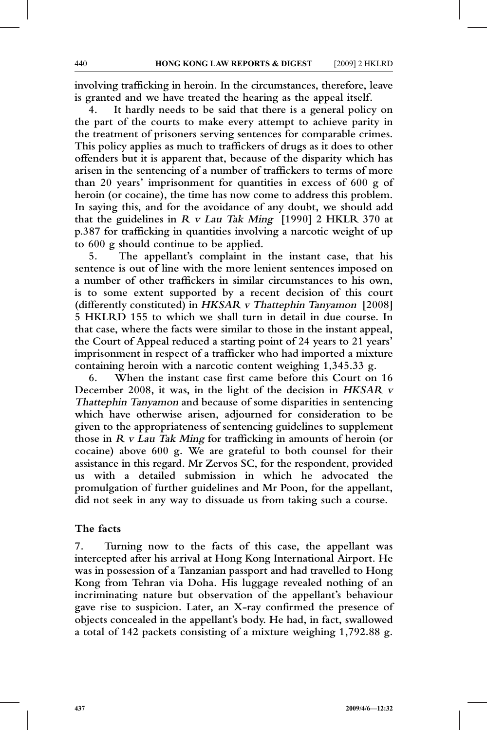involving trafficking in heroin. In the circumstances, therefore, leave is granted and we have treated the hearing as the appeal itself.

4. It hardly needs to be said that there is a general policy on the part of the courts to make every attempt to achieve parity in the treatment of prisoners serving sentences for comparable crimes. This policy applies as much to traffickers of drugs as it does to other offenders but it is apparent that, because of the disparity which has arisen in the sentencing of a number of traffickers to terms of more than 20 years' imprisonment for quantities in excess of 600 g of heroin (or cocaine), the time has now come to address this problem. In saying this, and for the avoidance of any doubt, we should add that the guidelines in *R v Lau Tak Ming* [1990] 2 HKLR 370 at p.387 for trafficking in quantities involving a narcotic weight of up to 600 g should continue to be applied.

5. The appellant's complaint in the instant case, that his sentence is out of line with the more lenient sentences imposed on a number of other traffickers in similar circumstances to his own, is to some extent supported by a recent decision of this court (differently constituted) in *HKSAR v Thattephin Tanyamon* [2008] 5 HKLRD 155 to which we shall turn in detail in due course. In that case, where the facts were similar to those in the instant appeal, the Court of Appeal reduced a starting point of 24 years to 21 years' imprisonment in respect of a trafficker who had imported a mixture containing heroin with a narcotic content weighing 1,345.33 g.

6. When the instant case first came before this Court on 16 December 2008, it was, in the light of the decision in *HKSAR v Thattephin Tanyamon* and because of some disparities in sentencing which have otherwise arisen, adjourned for consideration to be given to the appropriateness of sentencing guidelines to supplement those in *R v Lau Tak Ming* for trafficking in amounts of heroin (or cocaine) above 600 g. We are grateful to both counsel for their assistance in this regard. Mr Zervos SC, for the respondent, provided us with a detailed submission in which he advocated the promulgation of further guidelines and Mr Poon, for the appellant, did not seek in any way to dissuade us from taking such a course.

## The facts

7. Turning now to the facts of this case, the appellant was intercepted after his arrival at Hong Kong International Airport. He was in possession of a Tanzanian passport and had travelled to Hong Kong from Tehran via Doha. His luggage revealed nothing of an incriminating nature but observation of the appellant's behaviour gave rise to suspicion. Later, an X-ray confirmed the presence of objects concealed in the appellant's body. He had, in fact, swallowed a total of 142 packets consisting of a mixture weighing 1,792.88 g.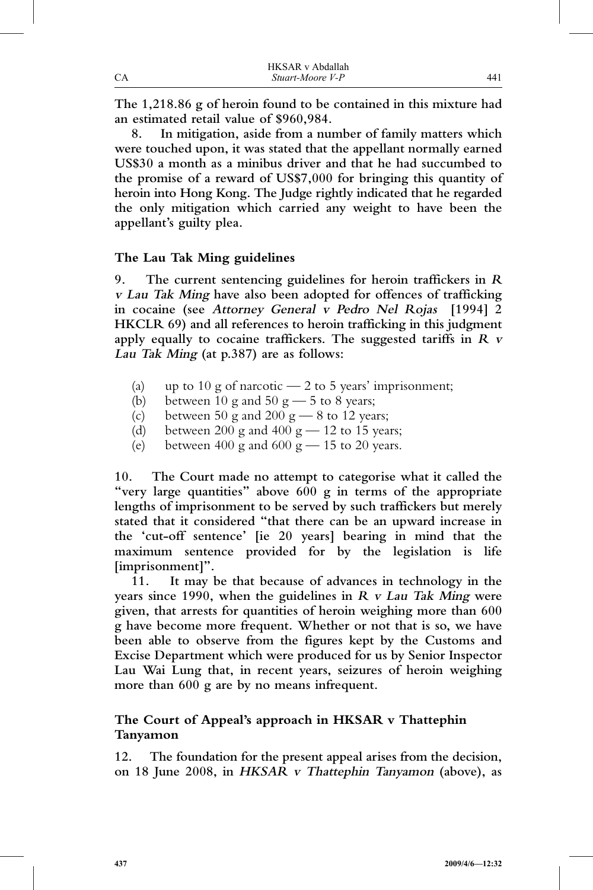**The 1,218.86 g of heroin found to be contained in this mixture had an estimated retail value of $960,984.**

**8. In mitigation, aside from a number of family matters which were touched upon, it was stated that the appellant normally earned US$30 a month as a minibus driver and that he had succumbed to the promise of a reward of US$7,000 for bringing this quantity of heroin into Hong Kong. The Judge rightly indicated that he regarded the only mitigation which carried any weight to have been the appellant's guilty plea.**

## The Lau Tak Ming guidelines

**9. The current sentencing guidelines for heroin traffickers in *R v Lau Tak Ming* have also been adopted for offences of trafficking in cocaine (see *Attorney General v Pedro Nel Rojas* [1994] 2 HKCLR 69) and all references to heroin trafficking in this judgment apply equally to cocaine traffickers. The suggested tariffs in *R v Lau Tak Ming* (at p.387) are as follows:**

- (a) up to 10 g of narcotic — 2 to 5 years' imprisonment;
- (b) between 10 g and 50 g — 5 to 8 years;
- (c) between 50 g and 200 g — 8 to 12 years;
- (d) between 200 g and 400 g — 12 to 15 years;
- (e) between 400 g and 600 g — 15 to 20 years.

**10. The Court made no attempt to categorise what it called the "very large quantities" above 600 g in terms of the appropriate lengths of imprisonment to be served by such traffickers but merely stated that it considered "that there can be an upward increase in the 'cut-off sentence' [ie 20 years] bearing in mind that the maximum sentence provided for by the legislation is life [imprisonment]".**

**11. It may be that because of advances in technology in the years since 1990, when the guidelines in *R v Lau Tak Ming* were given, that arrests for quantities of heroin weighing more than 600 g have become more frequent. Whether or not that is so, we have been able to observe from the figures kept by the Customs and Excise Department which were produced for us by Senior Inspector Lau Wai Lung that, in recent years, seizures of heroin weighing more than 600 g are by no means infrequent.**

## The Court of Appeal's approach in HKSAR v Thattephin Tanyamon

**12. The foundation for the present appeal arises from the decision, on 18 June 2008, in *HKSAR v Thattephin Tanyamon* (above), as**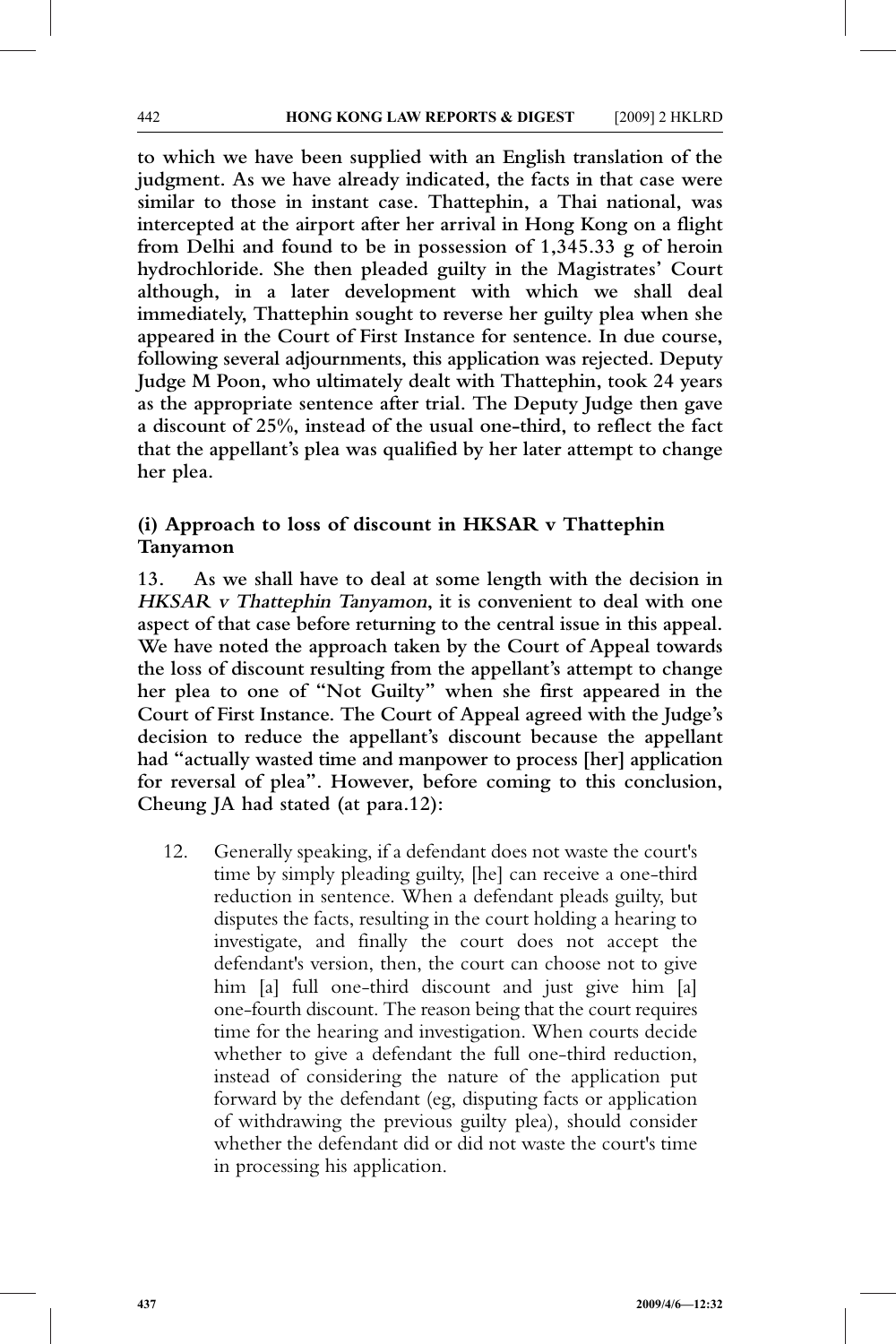**to which we have been supplied with an English translation of the judgment. As we have already indicated, the facts in that case were similar to those in instant case. Thattephin, a Thai national, was intercepted at the airport after her arrival in Hong Kong on a flight from Delhi and found to be in possession of 1,345.33 g of heroin hydrochloride. She then pleaded guilty in the Magistrates' Court although, in a later development with which we shall deal immediately, Thattephin sought to reverse her guilty plea when she appeared in the Court of First Instance for sentence. In due course, following several adjournments, this application was rejected. Deputy Judge M Poon, who ultimately dealt with Thattephin, took 24 years as the appropriate sentence after trial. The Deputy Judge then gave a discount of 25%, instead of the usual one-third, to reflect the fact that the appellant's plea was qualified by her later attempt to change her plea.**

### (i) Approach to loss of discount in HKSAR v Thattephin Tanyamon

**13. As we shall have to deal at some length with the decision in *HKSAR v Thattephin Tanyamon*, it is convenient to deal with one aspect of that case before returning to the central issue in this appeal. We have noted the approach taken by the Court of Appeal towards the loss of discount resulting from the appellant's attempt to change her plea to one of "Not Guilty" when she first appeared in the Court of First Instance. The Court of Appeal agreed with the Judge's decision to reduce the appellant's discount because the appellant had "actually wasted time and manpower to process [her] application for reversal of plea". However, before coming to this conclusion, Cheung JA had stated (at para.12):**

> 12. Generally speaking, if a defendant does not waste the court's time by simply pleading guilty, [he] can receive a one-third reduction in sentence. When a defendant pleads guilty, but disputes the facts, resulting in the court holding a hearing to investigate, and finally the court does not accept the defendant's version, then, the court can choose not to give him [a] full one-third discount and just give him [a] one-fourth discount. The reason being that the court requires time for the hearing and investigation. When courts decide whether to give a defendant the full one-third reduction, instead of considering the nature of the application put forward by the defendant (eg, disputing facts or application of withdrawing the previous guilty plea), should consider whether the defendant did or did not waste the court's time in processing his application.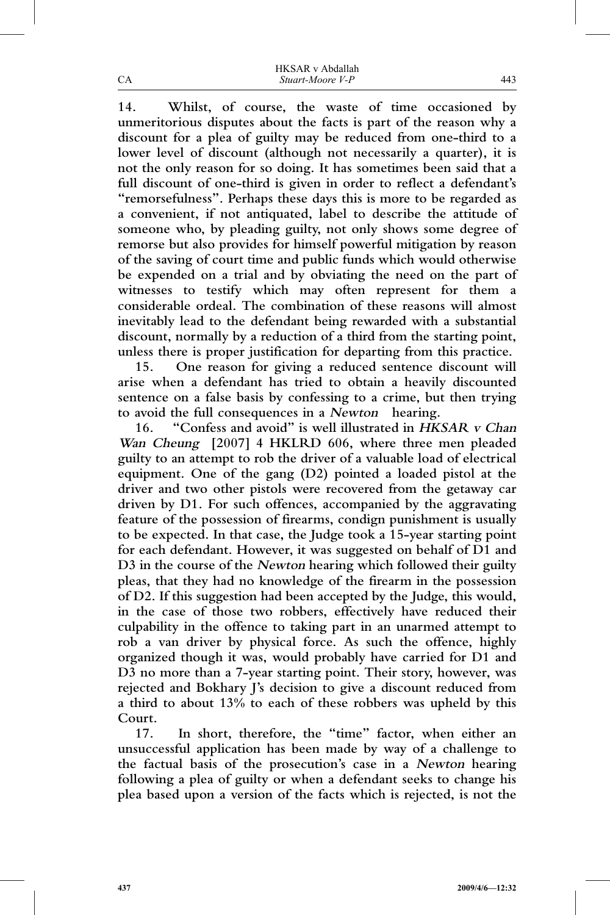**14. Whilst, of course, the waste of time occasioned by unmeritorious disputes about the facts is part of the reason why a discount for a plea of guilty may be reduced from one-third to a lower level of discount (although not necessarily a quarter), it is not the only reason for so doing. It has sometimes been said that a full discount of one-third is given in order to reflect a defendant's "remorsefulness". Perhaps these days this is more to be regarded as a convenient, if not antiquated, label to describe the attitude of someone who, by pleading guilty, not only shows some degree of remorse but also provides for himself powerful mitigation by reason of the saving of court time and public funds which would otherwise be expended on a trial and by obviating the need on the part of witnesses to testify which may often represent for them a considerable ordeal. The combination of these reasons will almost inevitably lead to the defendant being rewarded with a substantial discount, normally by a reduction of a third from the starting point, unless there is proper justification for departing from this practice.**

**15. One reason for giving a reduced sentence discount will arise when a defendant has tried to obtain a heavily discounted sentence on a false basis by confessing to a crime, but then trying to avoid the full consequences in a *Newton* hearing.**

**16. "Confess and avoid" is well illustrated in *HKSAR v Chan Wan Cheung* [2007] 4 HKLRD 606, where three men pleaded guilty to an attempt to rob the driver of a valuable load of electrical equipment. One of the gang (D2) pointed a loaded pistol at the driver and two other pistols were recovered from the getaway car driven by D1. For such offences, accompanied by the aggravating feature of the possession of firearms, condign punishment is usually to be expected. In that case, the Judge took a 15-year starting point for each defendant. However, it was suggested on behalf of D1 and D3 in the course of the *Newton* hearing which followed their guilty pleas, that they had no knowledge of the firearm in the possession of D2. If this suggestion had been accepted by the Judge, this would, in the case of those two robbers, effectively have reduced their culpability in the offence to taking part in an unarmed attempt to rob a van driver by physical force. As such the offence, highly organized though it was, would probably have carried for D1 and D3 no more than a 7-year starting point. Their story, however, was rejected and Bokhary J's decision to give a discount reduced from a third to about 13% to each of these robbers was upheld by this Court.**

**17. In short, therefore, the "time" factor, when either an unsuccessful application has been made by way of a challenge to the factual basis of the prosecution's case in a *Newton* hearing following a plea of guilty or when a defendant seeks to change his plea based upon a version of the facts which is rejected, is not the**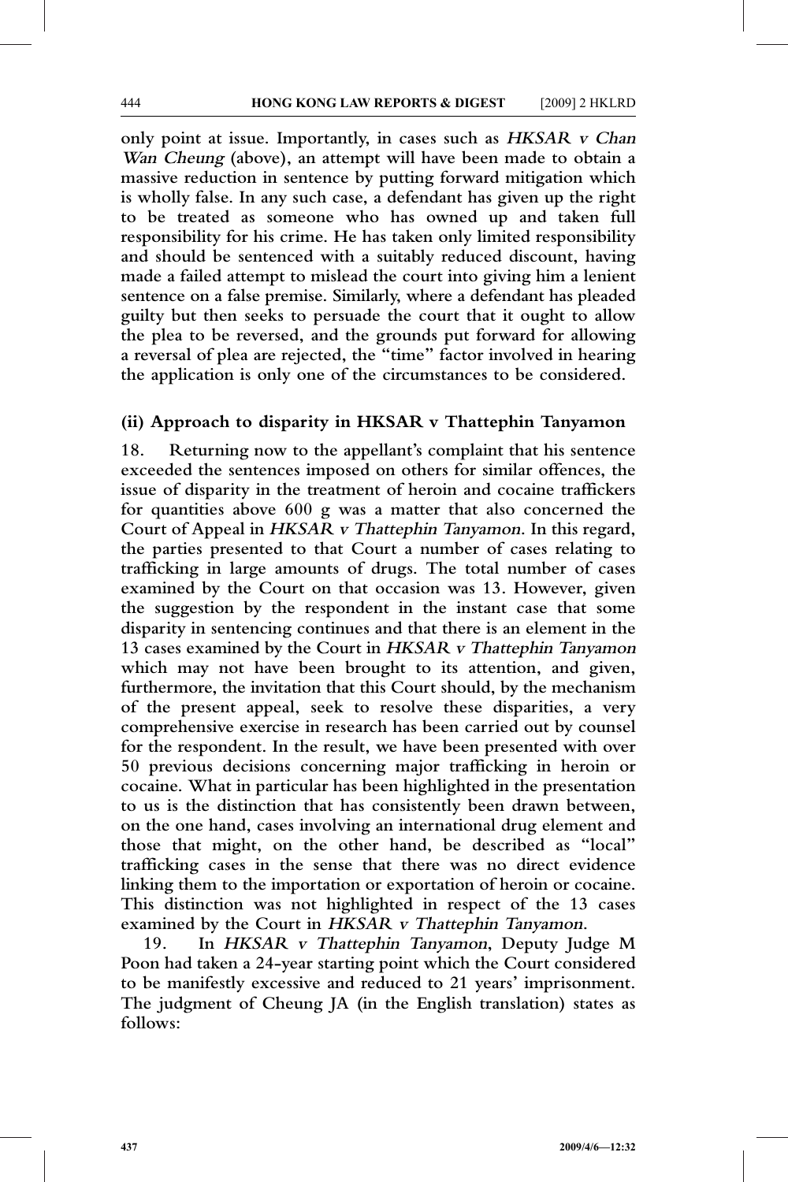only point at issue. Importantly, in cases such as ***HKSAR v Chan Wan Cheung*** (above), an attempt will have been made to obtain a massive reduction in sentence by putting forward mitigation which is wholly false. In any such case, a defendant has given up the right to be treated as someone who has owned up and taken full responsibility for his crime. He has taken only limited responsibility and should be sentenced with a suitably reduced discount, having made a failed attempt to mislead the court into giving him a lenient sentence on a false premise. Similarly, where a defendant has pleaded guilty but then seeks to persuade the court that it ought to allow the plea to be reversed, and the grounds put forward for allowing a reversal of plea are rejected, the "time" factor involved in hearing the application is only one of the circumstances to be considered.

**(ii) Approach to disparity in HKSAR v Thattephin Tanyamon**

18. Returning now to the appellant's complaint that his sentence exceeded the sentences imposed on others for similar offences, the issue of disparity in the treatment of heroin and cocaine traffickers for quantities above 600 g was a matter that also concerned the Court of Appeal in ***HKSAR v Thattephin Tanyamon***. In this regard, the parties presented to that Court a number of cases relating to trafficking in large amounts of drugs. The total number of cases examined by the Court on that occasion was 13. However, given the suggestion by the respondent in the instant case that some disparity in sentencing continues and that there is an element in the 13 cases examined by the Court in ***HKSAR v Thattephin Tanyamon*** which may not have been brought to its attention, and given, furthermore, the invitation that this Court should, by the mechanism of the present appeal, seek to resolve these disparities, a very comprehensive exercise in research has been carried out by counsel for the respondent. In the result, we have been presented with over 50 previous decisions concerning major trafficking in heroin or cocaine. What in particular has been highlighted in the presentation to us is the distinction that has consistently been drawn between, on the one hand, cases involving an international drug element and those that might, on the other hand, be described as "local" trafficking cases in the sense that there was no direct evidence linking them to the importation or exportation of heroin or cocaine. This distinction was not highlighted in respect of the 13 cases examined by the Court in ***HKSAR v Thattephin Tanyamon***.

19. In ***HKSAR v Thattephin Tanyamon***, Deputy Judge M Poon had taken a 24-year starting point which the Court considered to be manifestly excessive and reduced to 21 years' imprisonment. The judgment of Cheung JA (in the English translation) states as follows: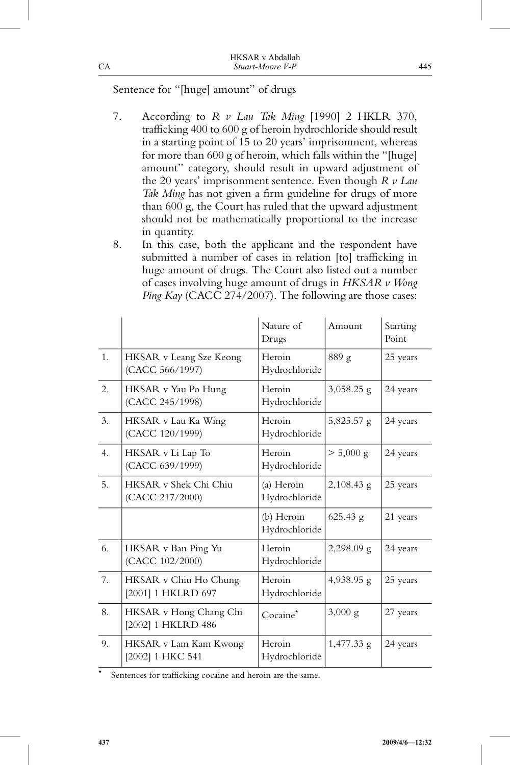Sentence for "[huge] amount" of drugs

7. According to *R v Lau Tak Ming* [1990] 2 HKLR 370, trafficking 400 to 600 g of heroin hydrochloride should result in a starting point of 15 to 20 years' imprisonment, whereas for more than 600 g of heroin, which falls within the "[huge] amount" category, should result in upward adjustment of the 20 years' imprisonment sentence. Even though *R v Lau Tak Ming* has not given a firm guideline for drugs of more than 600 g, the Court has ruled that the upward adjustment should not be mathematically proportional to the increase in quantity.
8. In this case, both the applicant and the respondent have submitted a number of cases in relation [to] trafficking in huge amount of drugs. The Court also listed out a number of cases involving huge amount of drugs in *HKSAR v Wong Ping Kay* (CACC 274/2007). The following are those cases:

| | | Nature of Drugs | Amount | Starting Point |
|---|---|---|---|---|
| 1. | HKSAR v Leang Sze Keong (CACC 566/1997) | Heroin Hydrochloride | 889 g | 25 years |
| 2. | HKSAR v Yau Po Hung (CACC 245/1998) | Heroin Hydrochloride | 3,058.25 g | 24 years |
| 3. | HKSAR v Lau Ka Wing (CACC 120/1999) | Heroin Hydrochloride | 5,825.57 g | 24 years |
| 4. | HKSAR v Li Lap To (CACC 639/1999) | Heroin Hydrochloride | > 5,000 g | 24 years |
| 5. | HKSAR v Shek Chi Chiu (CACC 217/2000) | (a) Heroin Hydrochloride | 2,108.43 g | 25 years |
| | | (b) Heroin Hydrochloride | 625.43 g | 21 years |
| 6. | HKSAR v Ban Ping Yu (CACC 102/2000) | Heroin Hydrochloride | 2,298.09 g | 24 years |
| 7. | HKSAR v Chiu Ho Chung [2001] 1 HKLRD 697 | Heroin Hydrochloride | 4,938.95 g | 25 years |
| 8. | HKSAR v Hong Chang Chi [2002] 1 HKLRD 486 | Cocaine* | 3,000 g | 27 years |
| 9. | HKSAR v Lam Kam Kwong [2002] 1 HKC 541 | Heroin Hydrochloride | 1,477.33 g | 24 years |

\* Sentences for trafficking cocaine and heroin are the same.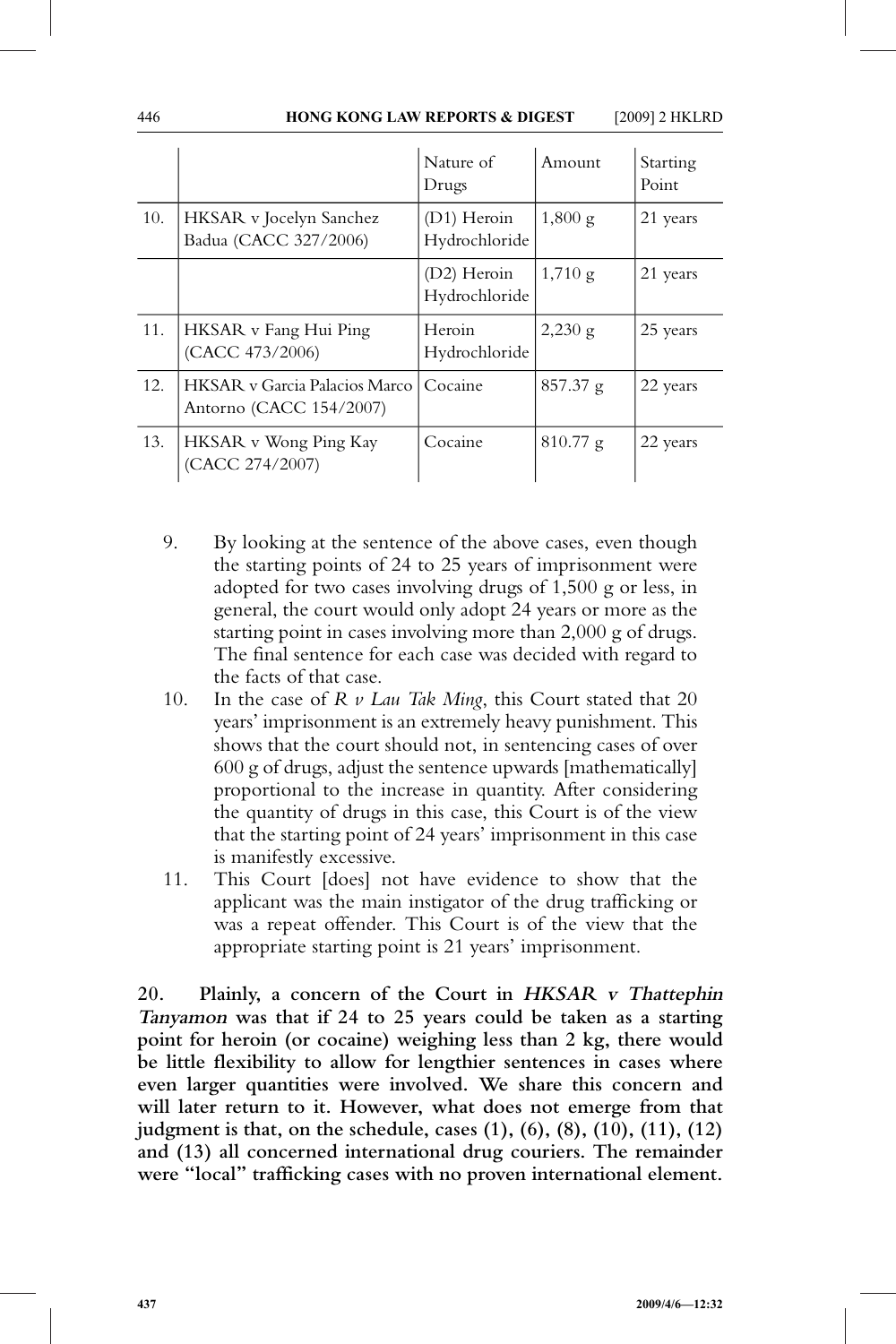| | | Nature of Drugs | Amount | Starting Point |
|---|---|---|---|---|
| 10. | HKSAR v Jocelyn Sanchez Badua (CACC 327/2006) | (D1) Heroin Hydrochloride | 1,800 g | 21 years |
| | | (D2) Heroin Hydrochloride | 1,710 g | 21 years |
| 11. | HKSAR v Fang Hui Ping (CACC 473/2006) | Heroin Hydrochloride | 2,230 g | 25 years |
| 12. | HKSAR v Garcia Palacios Marco Antorno (CACC 154/2007) | Cocaine | 857.37 g | 22 years |
| 13. | HKSAR v Wong Ping Kay (CACC 274/2007) | Cocaine | 810.77 g | 22 years |

9. By looking at the sentence of the above cases, even though the starting points of 24 to 25 years of imprisonment were adopted for two cases involving drugs of 1,500 g or less, in general, the court would only adopt 24 years or more as the starting point in cases involving more than 2,000 g of drugs. The final sentence for each case was decided with regard to the facts of that case.
10. In the case of *R v Lau Tak Ming*, this Court stated that 20 years' imprisonment is an extremely heavy punishment. This shows that the court should not, in sentencing cases of over 600 g of drugs, adjust the sentence upwards [mathematically] proportional to the increase in quantity. After considering the quantity of drugs in this case, this Court is of the view that the starting point of 24 years' imprisonment in this case is manifestly excessive.
11. This Court [does] not have evidence to show that the applicant was the main instigator of the drug trafficking or was a repeat offender. This Court is of the view that the appropriate starting point is 21 years' imprisonment.

**20. Plainly, a concern of the Court in *HKSAR v Thattephin Tanyamon* was that if 24 to 25 years could be taken as a starting point for heroin (or cocaine) weighing less than 2 kg, there would be little flexibility to allow for lengthier sentences in cases where even larger quantities were involved. We share this concern and will later return to it. However, what does not emerge from that judgment is that, on the schedule, cases (1), (6), (8), (10), (11), (12) and (13) all concerned international drug couriers. The remainder were "local" trafficking cases with no proven international element.**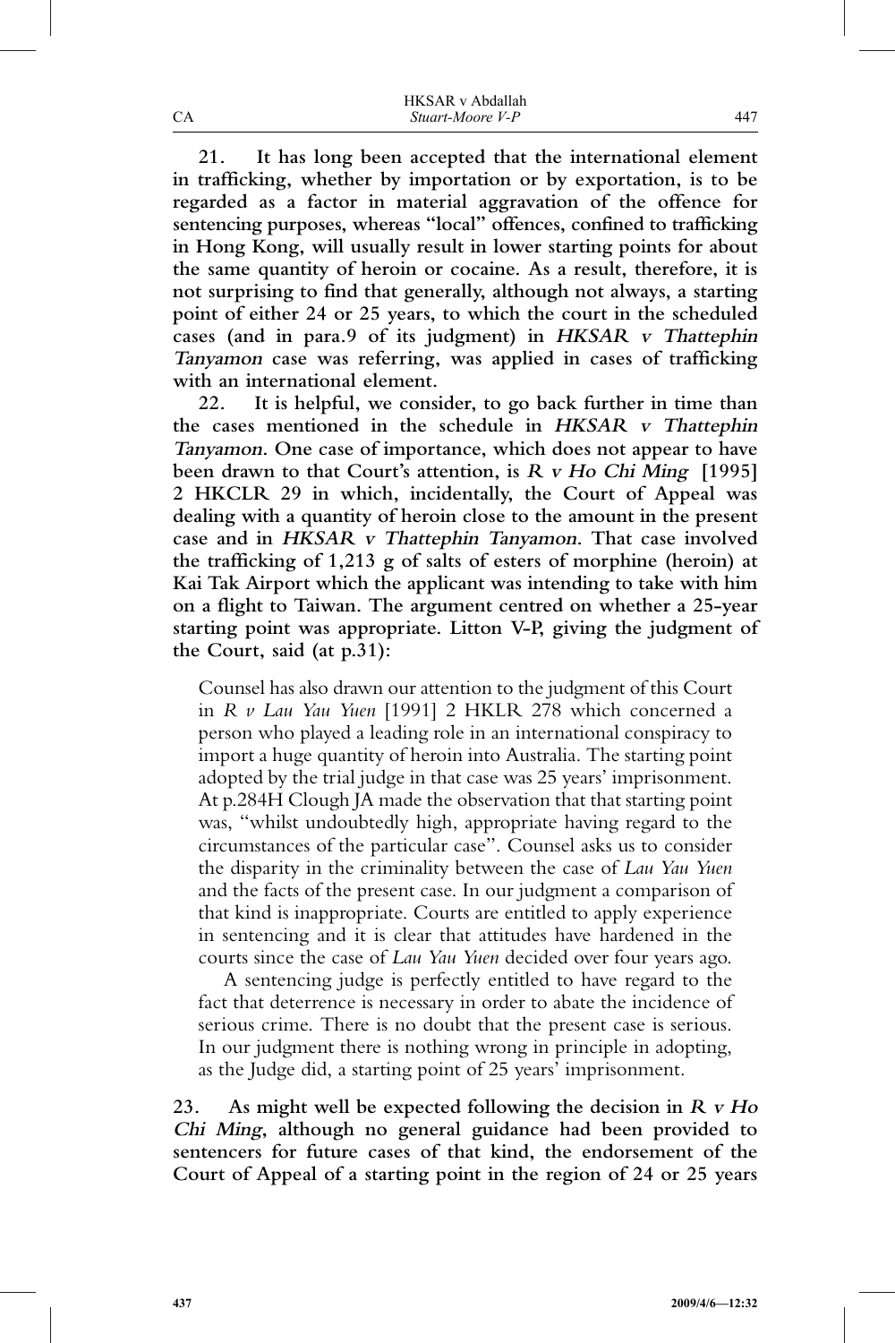**21. It has long been accepted that the international element in trafficking, whether by importation or by exportation, is to be regarded as a factor in material aggravation of the offence for sentencing purposes, whereas "local" offences, confined to trafficking in Hong Kong, will usually result in lower starting points for about the same quantity of heroin or cocaine. As a result, therefore, it is not surprising to find that generally, although not always, a starting point of either 24 or 25 years, to which the court in the scheduled cases (and in para.9 of its judgment) in *HKSAR v Thattephin Tanyamon* case was referring, was applied in cases of trafficking with an international element.**

**22. It is helpful, we consider, to go back further in time than the cases mentioned in the schedule in *HKSAR v Thattephin Tanyamon*. One case of importance, which does not appear to have been drawn to that Court's attention, is *R v Ho Chi Ming* [1995] 2 HKCLR 29 in which, incidentally, the Court of Appeal was dealing with a quantity of heroin close to the amount in the present case and in *HKSAR v Thattephin Tanyamon*. That case involved the trafficking of 1,213 g of salts of esters of morphine (heroin) at Kai Tak Airport which the applicant was intending to take with him on a flight to Taiwan. The argument centred on whether a 25-year starting point was appropriate. Litton V-P, giving the judgment of the Court, said (at p.31):**

> Counsel has also drawn our attention to the judgment of this Court in *R v Lau Yau Yuen* [1991] 2 HKLR 278 which concerned a person who played a leading role in an international conspiracy to import a huge quantity of heroin into Australia. The starting point adopted by the trial judge in that case was 25 years' imprisonment. At p.284H Clough JA made the observation that that starting point was, "whilst undoubtedly high, appropriate having regard to the circumstances of the particular case". Counsel asks us to consider the disparity in the criminality between the case of *Lau Yau Yuen* and the facts of the present case. In our judgment a comparison of that kind is inappropriate. Courts are entitled to apply experience in sentencing and it is clear that attitudes have hardened in the courts since the case of *Lau Yau Yuen* decided over four years ago.
>
> A sentencing judge is perfectly entitled to have regard to the fact that deterrence is necessary in order to abate the incidence of serious crime. There is no doubt that the present case is serious. In our judgment there is nothing wrong in principle in adopting, as the Judge did, a starting point of 25 years' imprisonment.

**23. As might well be expected following the decision in *R v Ho Chi Ming*, although no general guidance had been provided to sentencers for future cases of that kind, the endorsement of the Court of Appeal of a starting point in the region of 24 or 25 years**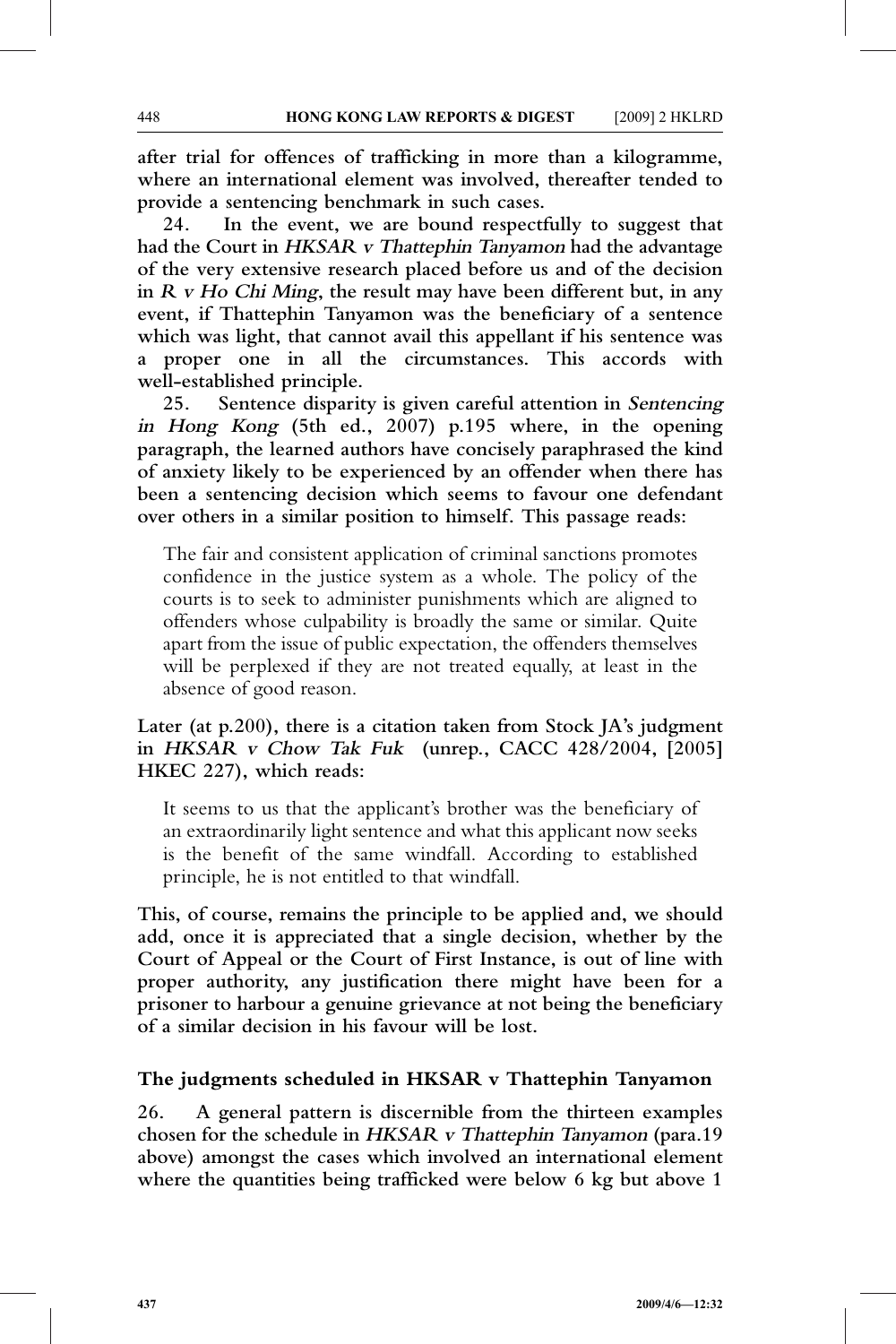**after trial for offences of trafficking in more than a kilogramme, where an international element was involved, thereafter tended to provide a sentencing benchmark in such cases.**

**24. In the event, we are bound respectfully to suggest that had the Court in *HKSAR v Thattephin Tanyamon* had the advantage of the very extensive research placed before us and of the decision in *R v Ho Chi Ming*, the result may have been different but, in any event, if Thattephin Tanyamon was the beneficiary of a sentence which was light, that cannot avail this appellant if his sentence was a proper one in all the circumstances. This accords with well-established principle.**

**25. Sentence disparity is given careful attention in *Sentencing in Hong Kong* (5th ed., 2007) p.195 where, in the opening paragraph, the learned authors have concisely paraphrased the kind of anxiety likely to be experienced by an offender when there has been a sentencing decision which seems to favour one defendant over others in a similar position to himself. This passage reads:**

> The fair and consistent application of criminal sanctions promotes confidence in the justice system as a whole. The policy of the courts is to seek to administer punishments which are aligned to offenders whose culpability is broadly the same or similar. Quite apart from the issue of public expectation, the offenders themselves will be perplexed if they are not treated equally, at least in the absence of good reason.

**Later (at p.200), there is a citation taken from Stock JA's judgment in *HKSAR v Chow Tak Fuk* (unrep., CACC 428/2004, [2005] HKEC 227), which reads:**

> It seems to us that the applicant's brother was the beneficiary of an extraordinarily light sentence and what this applicant now seeks is the benefit of the same windfall. According to established principle, he is not entitled to that windfall.

**This, of course, remains the principle to be applied and, we should add, once it is appreciated that a single decision, whether by the Court of Appeal or the Court of First Instance, is out of line with proper authority, any justification there might have been for a prisoner to harbour a genuine grievance at not being the beneficiary of a similar decision in his favour will be lost.**

### The judgments scheduled in HKSAR v Thattephin Tanyamon

**26. A general pattern is discernible from the thirteen examples chosen for the schedule in *HKSAR v Thattephin Tanyamon* (para.19 above) amongst the cases which involved an international element where the quantities being trafficked were below 6 kg but above 1**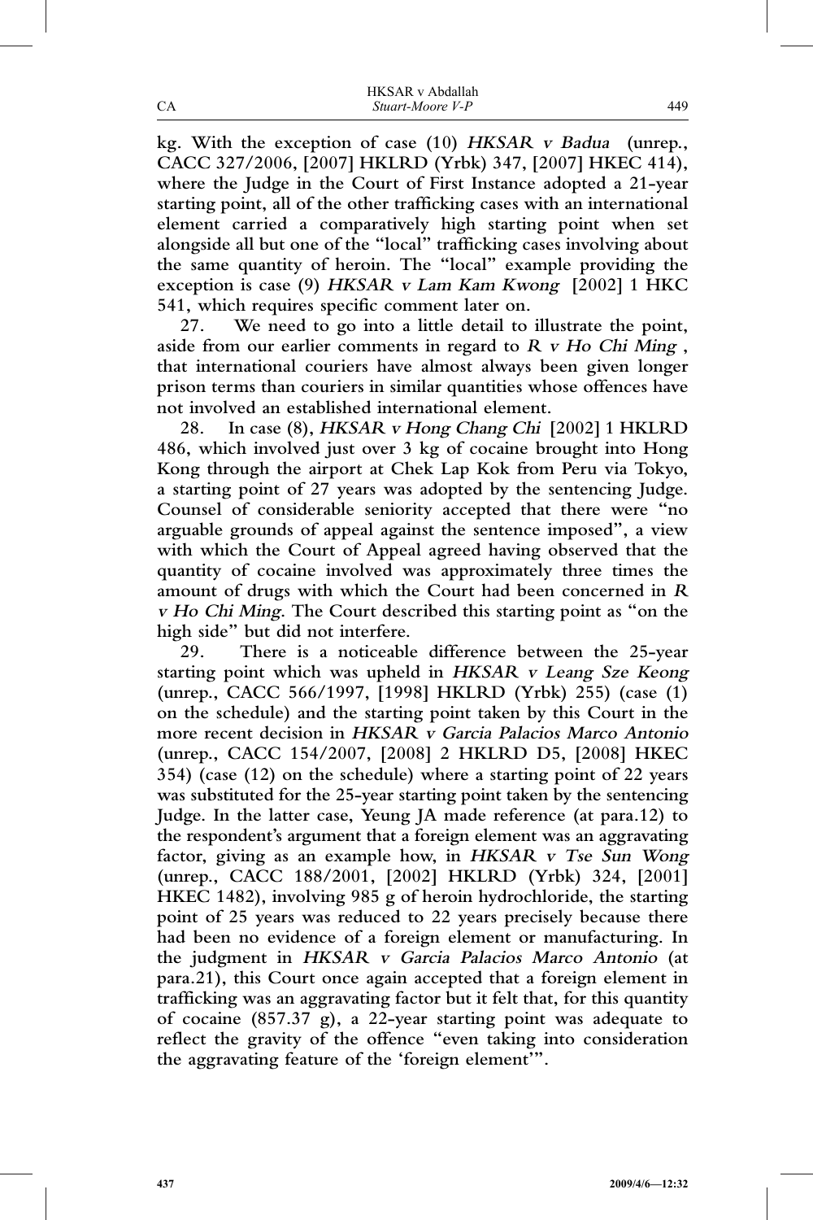kg. With the exception of case (10) *HKSAR v Badua* (unrep., CACC 327/2006, [2007] HKLRD (Yrbk) 347, [2007] HKEC 414), where the Judge in the Court of First Instance adopted a 21-year starting point, all of the other trafficking cases with an international element carried a comparatively high starting point when set alongside all but one of the "local" trafficking cases involving about the same quantity of heroin. The "local" example providing the exception is case (9) *HKSAR v Lam Kam Kwong* [2002] 1 HKC 541, which requires specific comment later on.

27. We need to go into a little detail to illustrate the point, aside from our earlier comments in regard to *R v Ho Chi Ming*, that international couriers have almost always been given longer prison terms than couriers in similar quantities whose offences have not involved an established international element.

28. In case (8), *HKSAR v Hong Chang Chi* [2002] 1 HKLRD 486, which involved just over 3 kg of cocaine brought into Hong Kong through the airport at Chek Lap Kok from Peru via Tokyo, a starting point of 27 years was adopted by the sentencing Judge. Counsel of considerable seniority accepted that there were "no arguable grounds of appeal against the sentence imposed", a view with which the Court of Appeal agreed having observed that the quantity of cocaine involved was approximately three times the amount of drugs with which the Court had been concerned in *R v Ho Chi Ming*. The Court described this starting point as "on the high side" but did not interfere.

29. There is a noticeable difference between the 25-year starting point which was upheld in *HKSAR v Leang Sze Keong* (unrep., CACC 566/1997, [1998] HKLRD (Yrbk) 255) (case (1) on the schedule) and the starting point taken by this Court in the more recent decision in *HKSAR v Garcia Palacios Marco Antonio* (unrep., CACC 154/2007, [2008] 2 HKLRD D5, [2008] HKEC 354) (case (12) on the schedule) where a starting point of 22 years was substituted for the 25-year starting point taken by the sentencing Judge. In the latter case, Yeung JA made reference (at para.12) to the respondent's argument that a foreign element was an aggravating factor, giving as an example how, in *HKSAR v Tse Sun Wong* (unrep., CACC 188/2001, [2002] HKLRD (Yrbk) 324, [2001] HKEC 1482), involving 985 g of heroin hydrochloride, the starting point of 25 years was reduced to 22 years precisely because there had been no evidence of a foreign element or manufacturing. In the judgment in *HKSAR v Garcia Palacios Marco Antonio* (at para.21), this Court once again accepted that a foreign element in trafficking was an aggravating factor but it felt that, for this quantity of cocaine (857.37 g), a 22-year starting point was adequate to reflect the gravity of the offence "even taking into consideration the aggravating feature of the 'foreign element'".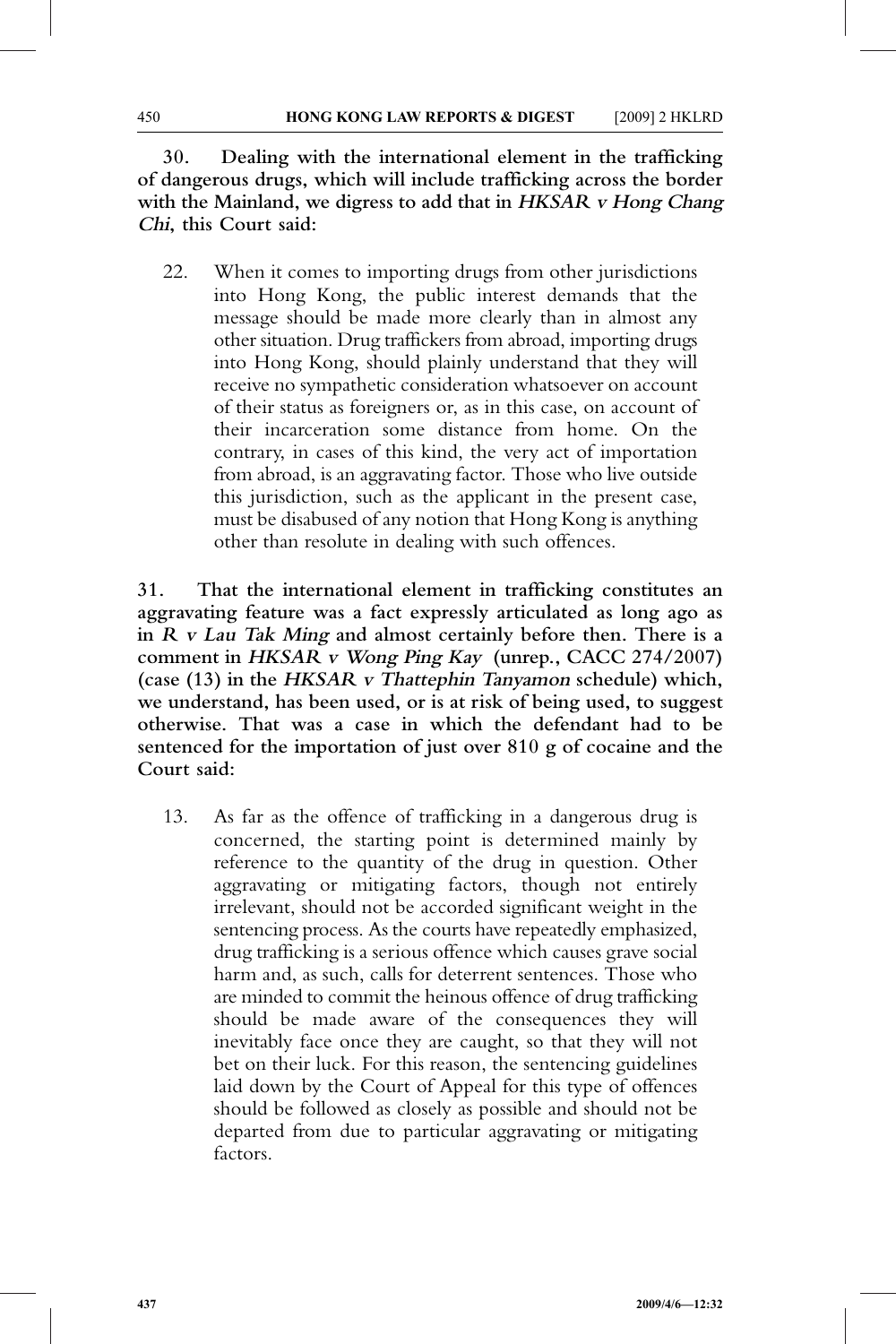**30. Dealing with the international element in the trafficking of dangerous drugs, which will include trafficking across the border with the Mainland, we digress to add that in *HKSAR v Hong Chang Chi*, this Court said:**

> 22. When it comes to importing drugs from other jurisdictions into Hong Kong, the public interest demands that the message should be made more clearly than in almost any other situation. Drug traffickers from abroad, importing drugs into Hong Kong, should plainly understand that they will receive no sympathetic consideration whatsoever on account of their status as foreigners or, as in this case, on account of their incarceration some distance from home. On the contrary, in cases of this kind, the very act of importation from abroad, is an aggravating factor. Those who live outside this jurisdiction, such as the applicant in the present case, must be disabused of any notion that Hong Kong is anything other than resolute in dealing with such offences.

**31. That the international element in trafficking constitutes an aggravating feature was a fact expressly articulated as long ago as in *R v Lau Tak Ming* and almost certainly before then. There is a comment in *HKSAR v Wong Ping Kay* (unrep., CACC 274/2007) (case (13) in the *HKSAR v Thattephin Tanyamon* schedule) which, we understand, has been used, or is at risk of being used, to suggest otherwise. That was a case in which the defendant had to be sentenced for the importation of just over 810 g of cocaine and the Court said:**

> 13. As far as the offence of trafficking in a dangerous drug is concerned, the starting point is determined mainly by reference to the quantity of the drug in question. Other aggravating or mitigating factors, though not entirely irrelevant, should not be accorded significant weight in the sentencing process. As the courts have repeatedly emphasized, drug trafficking is a serious offence which causes grave social harm and, as such, calls for deterrent sentences. Those who are minded to commit the heinous offence of drug trafficking should be made aware of the consequences they will inevitably face once they are caught, so that they will not bet on their luck. For this reason, the sentencing guidelines laid down by the Court of Appeal for this type of offences should be followed as closely as possible and should not be departed from due to particular aggravating or mitigating factors.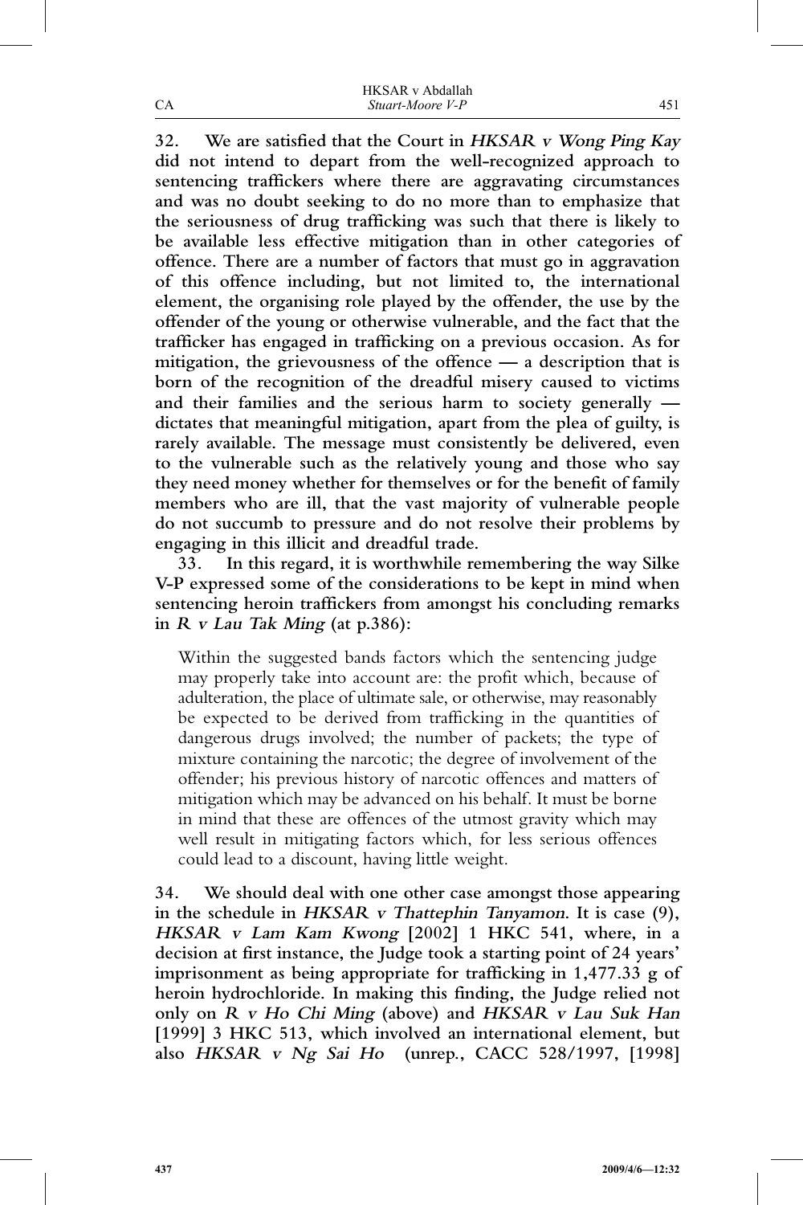**32. We are satisfied that the Court in *HKSAR v Wong Ping Kay* did not intend to depart from the well-recognized approach to sentencing traffickers where there are aggravating circumstances and was no doubt seeking to do no more than to emphasize that the seriousness of drug trafficking was such that there is likely to be available less effective mitigation than in other categories of offence. There are a number of factors that must go in aggravation of this offence including, but not limited to, the international element, the organising role played by the offender, the use by the offender of the young or otherwise vulnerable, and the fact that the trafficker has engaged in trafficking on a previous occasion. As for mitigation, the grievousness of the offence — a description that is born of the recognition of the dreadful misery caused to victims and their families and the serious harm to society generally — dictates that meaningful mitigation, apart from the plea of guilty, is rarely available. The message must consistently be delivered, even to the vulnerable such as the relatively young and those who say they need money whether for themselves or for the benefit of family members who are ill, that the vast majority of vulnerable people do not succumb to pressure and do not resolve their problems by engaging in this illicit and dreadful trade.**

**33. In this regard, it is worthwhile remembering the way Silke V-P expressed some of the considerations to be kept in mind when sentencing heroin traffickers from amongst his concluding remarks in *R v Lau Tak Ming* (at p.386):**

> Within the suggested bands factors which the sentencing judge may properly take into account are: the profit which, because of adulteration, the place of ultimate sale, or otherwise, may reasonably be expected to be derived from trafficking in the quantities of dangerous drugs involved; the number of packets; the type of mixture containing the narcotic; the degree of involvement of the offender; his previous history of narcotic offences and matters of mitigation which may be advanced on his behalf. It must be borne in mind that these are offences of the utmost gravity which may well result in mitigating factors which, for less serious offences could lead to a discount, having little weight.

**34. We should deal with one other case amongst those appearing in the schedule in *HKSAR v Thattephin Tanyamon*. It is case (9), *HKSAR v Lam Kam Kwong* [2002] 1 HKC 541, where, in a decision at first instance, the Judge took a starting point of 24 years' imprisonment as being appropriate for trafficking in 1,477.33 g of heroin hydrochloride. In making this finding, the Judge relied not only on *R v Ho Chi Ming* (above) and *HKSAR v Lau Suk Han* [1999] 3 HKC 513, which involved an international element, but also *HKSAR v Ng Sai Ho* (unrep., CACC 528/1997, [1998]**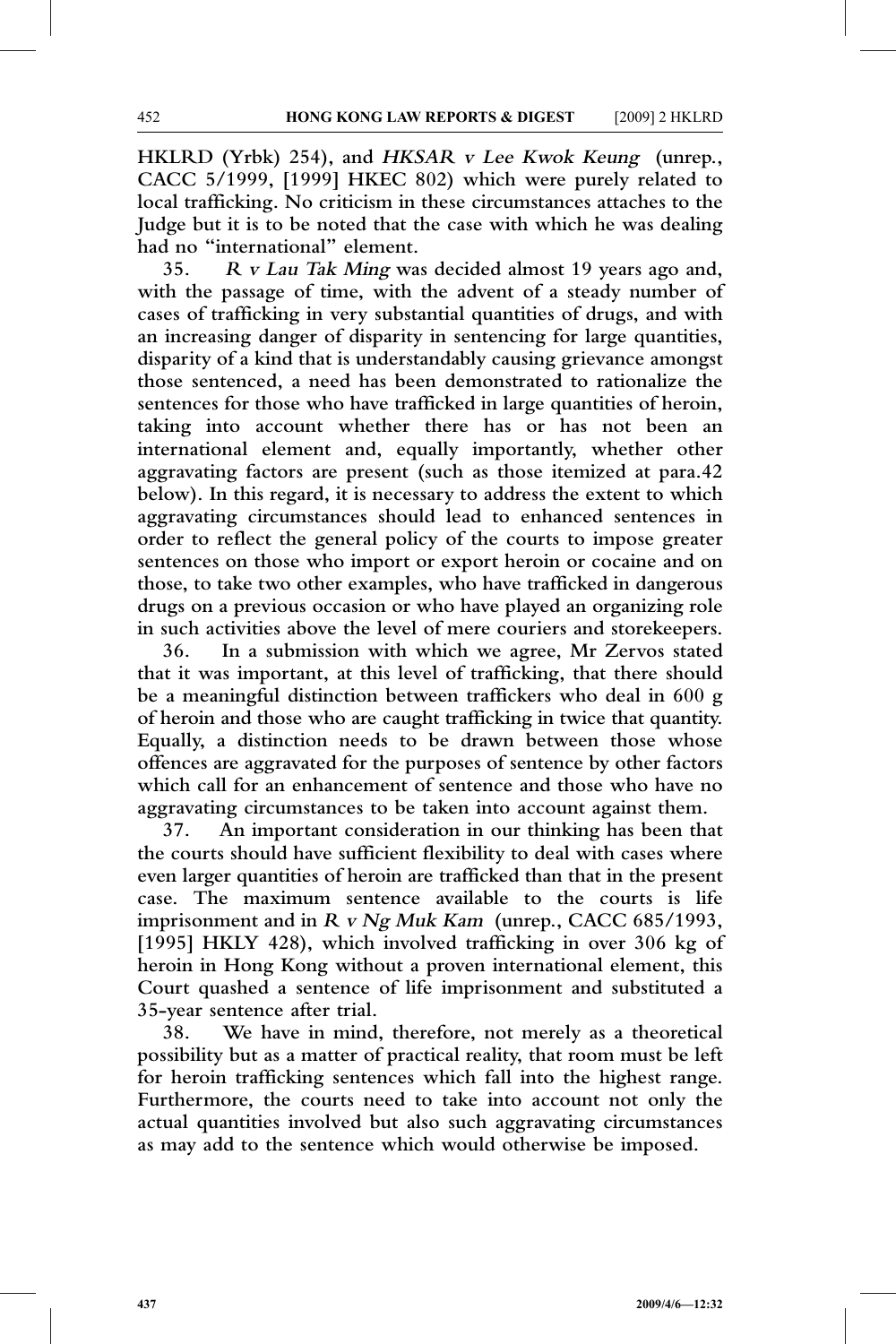**HKLRD (Yrbk) 254), and *HKSAR v Lee Kwok Keung* (unrep., CACC 5/1999, [1999] HKEC 802) which were purely related to local trafficking. No criticism in these circumstances attaches to the Judge but it is to be noted that the case with which he was dealing had no "international" element.**

**35. *R v Lau Tak Ming* was decided almost 19 years ago and, with the passage of time, with the advent of a steady number of cases of trafficking in very substantial quantities of drugs, and with an increasing danger of disparity in sentencing for large quantities, disparity of a kind that is understandably causing grievance amongst those sentenced, a need has been demonstrated to rationalize the sentences for those who have trafficked in large quantities of heroin, taking into account whether there has or has not been an international element and, equally importantly, whether other aggravating factors are present (such as those itemized at para.42 below). In this regard, it is necessary to address the extent to which aggravating circumstances should lead to enhanced sentences in order to reflect the general policy of the courts to impose greater sentences on those who import or export heroin or cocaine and on those, to take two other examples, who have trafficked in dangerous drugs on a previous occasion or who have played an organizing role in such activities above the level of mere couriers and storekeepers.**

**36. In a submission with which we agree, Mr Zervos stated that it was important, at this level of trafficking, that there should be a meaningful distinction between traffickers who deal in 600 g of heroin and those who are caught trafficking in twice that quantity. Equally, a distinction needs to be drawn between those whose offences are aggravated for the purposes of sentence by other factors which call for an enhancement of sentence and those who have no aggravating circumstances to be taken into account against them.**

**37. An important consideration in our thinking has been that the courts should have sufficient flexibility to deal with cases where even larger quantities of heroin are trafficked than that in the present case. The maximum sentence available to the courts is life imprisonment and in *R v Ng Muk Kam* (unrep., CACC 685/1993, [1995] HKLY 428), which involved trafficking in over 306 kg of heroin in Hong Kong without a proven international element, this Court quashed a sentence of life imprisonment and substituted a 35-year sentence after trial.**

**38. We have in mind, therefore, not merely as a theoretical possibility but as a matter of practical reality, that room must be left for heroin trafficking sentences which fall into the highest range. Furthermore, the courts need to take into account not only the actual quantities involved but also such aggravating circumstances as may add to the sentence which would otherwise be imposed.**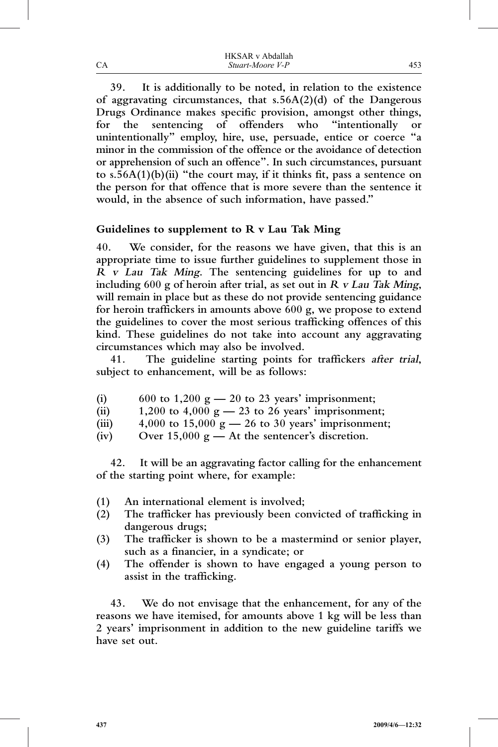39. It is additionally to be noted, in relation to the existence of aggravating circumstances, that s.56A(2)(d) of the Dangerous Drugs Ordinance makes specific provision, amongst other things, for the sentencing of offenders who "intentionally or unintentionally" employ, hire, use, persuade, entice or coerce "a minor in the commission of the offence or the avoidance of detection or apprehension of such an offence". In such circumstances, pursuant to s.56A(1)(b)(ii) "the court may, if it thinks fit, pass a sentence on the person for that offence that is more severe than the sentence it would, in the absence of such information, have passed."

**Guidelines to supplement to R v Lau Tak Ming**

40. We consider, for the reasons we have given, that this is an appropriate time to issue further guidelines to supplement those in *R v Lau Tak Ming*. The sentencing guidelines for up to and including 600 g of heroin after trial, as set out in *R v Lau Tak Ming*, will remain in place but as these do not provide sentencing guidance for heroin traffickers in amounts above 600 g, we propose to extend the guidelines to cover the most serious trafficking offences of this kind. These guidelines do not take into account any aggravating circumstances which may also be involved.

41. The guideline starting points for traffickers *after trial*, subject to enhancement, will be as follows:

(i) 600 to 1,200 g — 20 to 23 years' imprisonment;
(ii) 1,200 to 4,000 g — 23 to 26 years' imprisonment;
(iii) 4,000 to 15,000 g — 26 to 30 years' imprisonment;
(iv) Over 15,000 g — At the sentencer's discretion.

42. It will be an aggravating factor calling for the enhancement of the starting point where, for example:

(1) An international element is involved;
(2) The trafficker has previously been convicted of trafficking in dangerous drugs;
(3) The trafficker is shown to be a mastermind or senior player, such as a financier, in a syndicate; or
(4) The offender is shown to have engaged a young person to assist in the trafficking.

43. We do not envisage that the enhancement, for any of the reasons we have itemised, for amounts above 1 kg will be less than 2 years' imprisonment in addition to the new guideline tariffs we have set out.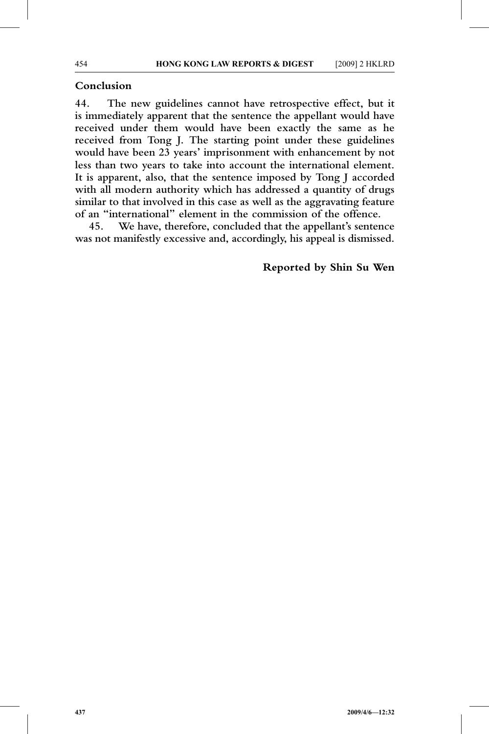## Conclusion

**44. The new guidelines cannot have retrospective effect, but it is immediately apparent that the sentence the appellant would have received under them would have been exactly the same as he received from Tong J. The starting point under these guidelines would have been 23 years' imprisonment with enhancement by not less than two years to take into account the international element. It is apparent, also, that the sentence imposed by Tong J accorded with all modern authority which has addressed a quantity of drugs similar to that involved in this case as well as the aggravating feature of an "international" element in the commission of the offence.**

**45. We have, therefore, concluded that the appellant's sentence was not manifestly excessive and, accordingly, his appeal is dismissed.**

**Reported by Shin Su Wen**